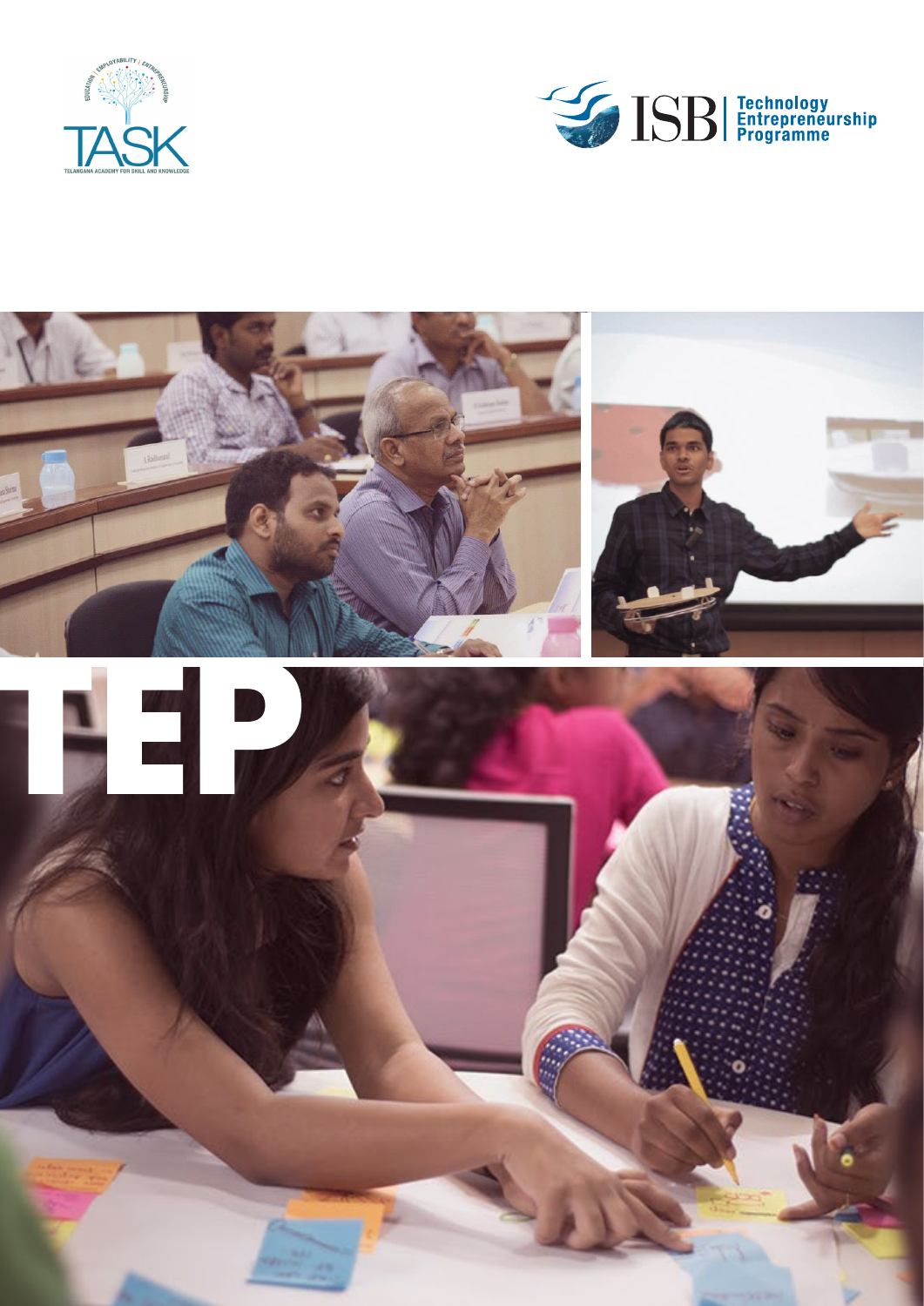TASK

TELANGANA ACADEMY FOR SKILL AND KNOWLEDGE

EDUCATION | EMPLOYABILITY | ENTREPRENEURSHIP

ISB | Technology Entrepreneurship Programme

# TEP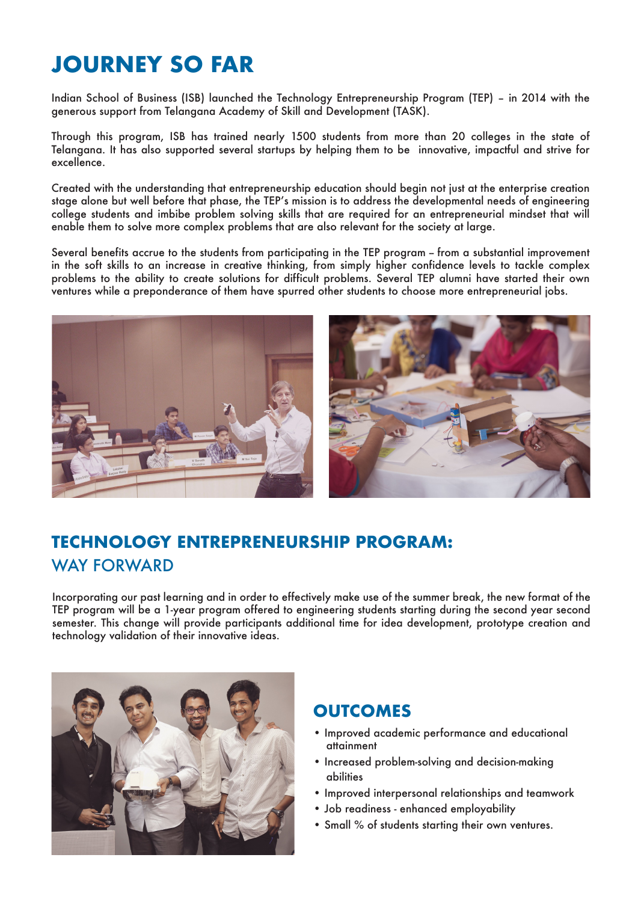# JOURNEY SO FAR

Indian School of Business (ISB) launched the Technology Entrepreneurship Program (TEP) – in 2014 with the generous support from Telangana Academy of Skill and Development (TASK).

Through this program, ISB has trained nearly 1500 students from more than 20 colleges in the state of Telangana. It has also supported several startups by helping them to be innovative, impactful and strive for excellence.

Created with the understanding that entrepreneurship education should begin not just at the enterprise creation stage alone but well before that phase, the TEP's mission is to address the developmental needs of engineering college students and imbibe problem solving skills that are required for an entrepreneurial mindset that will enable them to solve more complex problems that are also relevant for the society at large.

Several benefits accrue to the students from participating in the TEP program – from a substantial improvement in the soft skills to an increase in creative thinking, from simply higher confidence levels to tackle complex problems to the ability to create solutions for difficult problems. Several TEP alumni have started their own ventures while a preponderance of them have spurred other students to choose more entrepreneurial jobs.

## TECHNOLOGY ENTREPRENEURSHIP PROGRAM:

## WAY FORWARD

Incorporating our past learning and in order to effectively make use of the summer break, the new format of the TEP program will be a 1-year program offered to engineering students starting during the second year second semester. This change will provide participants additional time for idea development, prototype creation and technology validation of their innovative ideas.

## OUTCOMES

- Improved academic performance and educational attainment
- Increased problem-solving and decision-making abilities
- Improved interpersonal relationships and teamwork
- Job readiness - enhanced employability
- Small % of students starting their own ventures.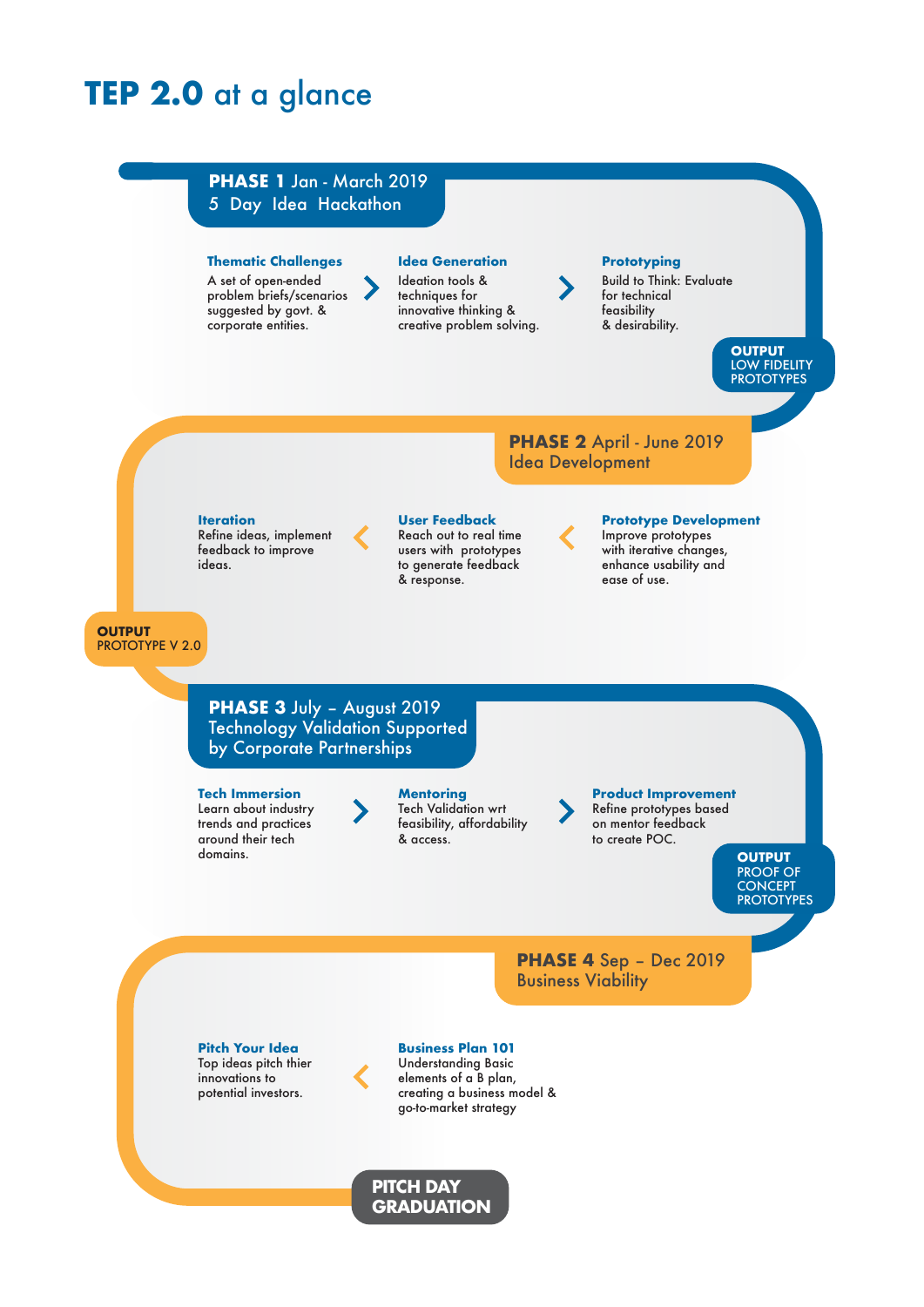# TEP 2.0 at a glance

## PHASE 1 Jan - March 2019
### 5 Day Idea Hackathon

**Thematic Challenges**
A set of open-ended problem briefs/scenarios suggested by govt. & corporate entities.

**Idea Generation**
Ideation tools & techniques for innovative thinking & creative problem solving.

**Prototyping**
Build to Think: Evaluate for technical feasibility & desirability.

**OUTPUT**
LOW FIDELITY PROTOTYPES

## PHASE 2 April - June 2019
### Idea Development

**Prototype Development**
Improve prototypes with iterative changes, enhance usability and ease of use.

**User Feedback**
Reach out to real time users with prototypes to generate feedback & response.

**Iteration**
Refine ideas, implement feedback to improve ideas.

**OUTPUT**
PROTOTYPE V 2.0

## PHASE 3 July – August 2019
### Technology Validation Supported by Corporate Partnerships

**Tech Immersion**
Learn about industry trends and practices around their tech domains.

**Mentoring**
Tech Validation wrt feasibility, affordability & access.

**Product Improvement**
Refine prototypes based on mentor feedback to create POC.

**OUTPUT**
PROOF OF CONCEPT PROTOTYPES

## PHASE 4 Sep – Dec 2019
### Business Viability

**Business Plan 101**
Understanding Basic elements of a B plan, creating a business model & go-to-market strategy

**Pitch Your Idea**
Top ideas pitch thier innovations to potential investors.

**PITCH DAY GRADUATION**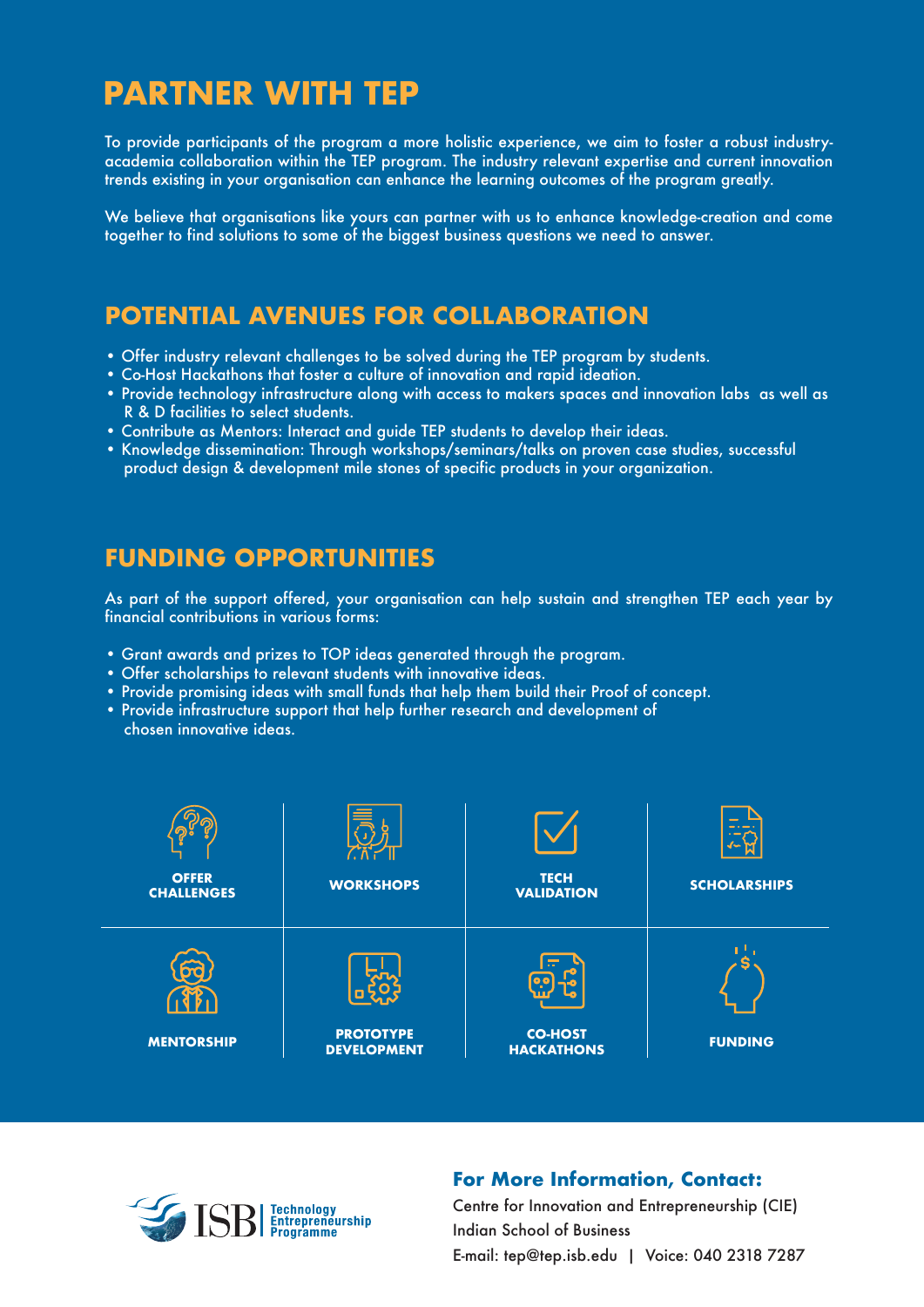# PARTNER WITH TEP

To provide participants of the program a more holistic experience, we aim to foster a robust industry-academia collaboration within the TEP program. The industry relevant expertise and current innovation trends existing in your organisation can enhance the learning outcomes of the program greatly.

We believe that organisations like yours can partner with us to enhance knowledge-creation and come together to find solutions to some of the biggest business questions we need to answer.

## POTENTIAL AVENUES FOR COLLABORATION

- Offer industry relevant challenges to be solved during the TEP program by students.
- Co-Host Hackathons that foster a culture of innovation and rapid ideation.
- Provide technology infrastructure along with access to makers spaces and innovation labs as well as R & D facilities to select students.
- Contribute as Mentors: Interact and guide TEP students to develop their ideas.
- Knowledge dissemination: Through workshops/seminars/talks on proven case studies, successful product design & development mile stones of specific products in your organization.

## FUNDING OPPORTUNITIES

As part of the support offered, your organisation can help sustain and strengthen TEP each year by financial contributions in various forms:

- Grant awards and prizes to TOP ideas generated through the program.
- Offer scholarships to relevant students with innovative ideas.
- Provide promising ideas with small funds that help them build their Proof of concept.
- Provide infrastructure support that help further research and development of chosen innovative ideas.

| | | | |
|---|---|---|---|
| OFFER CHALLENGES | WORKSHOPS | TECH VALIDATION | SCHOLARSHIPS |
| MENTORSHIP | PROTOTYPE DEVELOPMENT | CO-HOST HACKATHONS | FUNDING |

ISB | Technology Entrepreneurship Programme

### For More Information, Contact:

Centre for Innovation and Entrepreneurship (CIE)
Indian School of Business
E-mail: tep@tep.isb.edu | Voice: 040 2318 7287